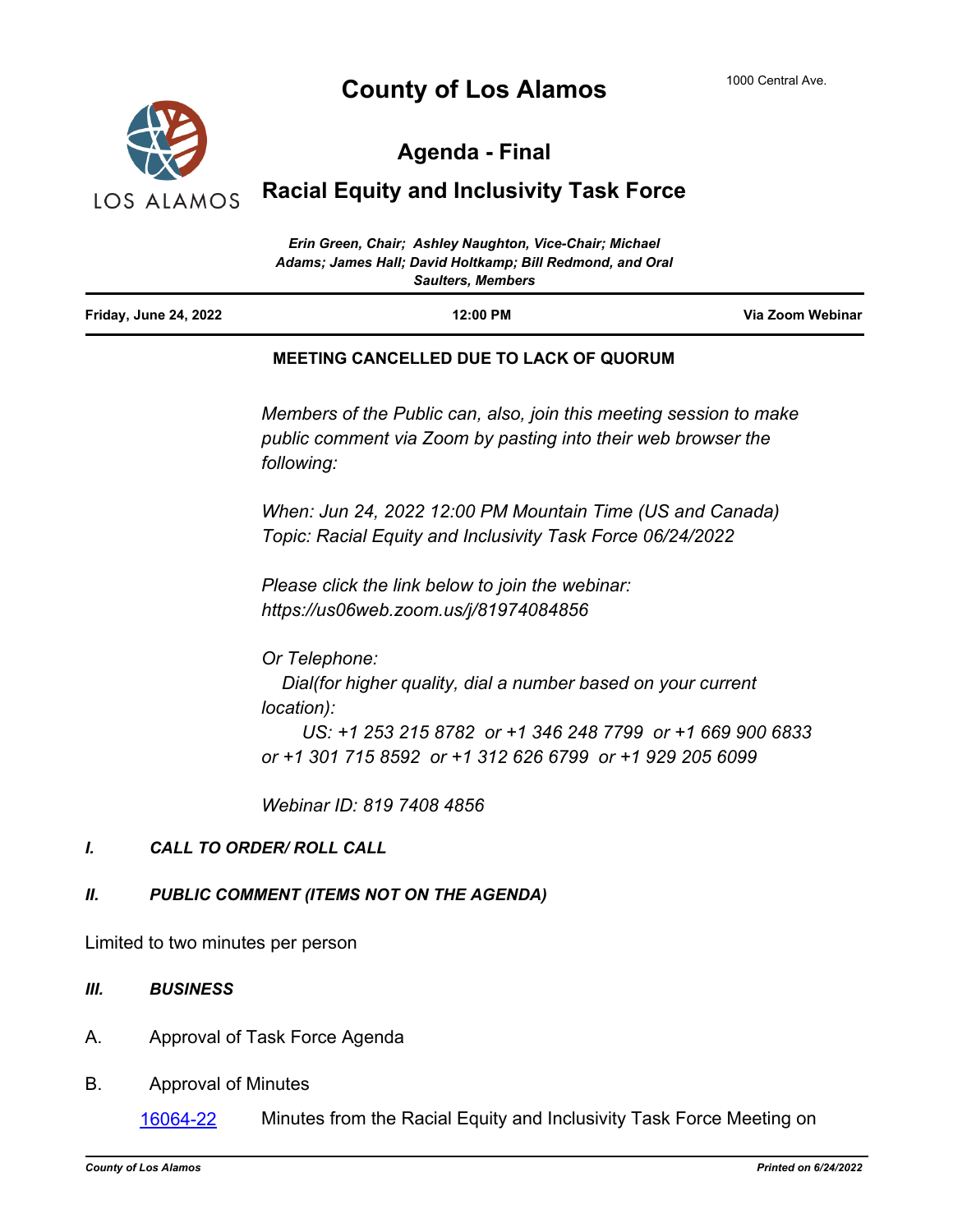# County of Los Alamos

1000 Central Ave.

LOS ALAMOS

## Agenda - Final

## Racial Equity and Inclusivity Task Force

*Erin Green, Chair; Ashley Naughton, Vice-Chair; Michael Adams; James Hall; David Holtkamp; Bill Redmond, and Oral Saulters, Members*

| **Friday, June 24, 2022** | **12:00 PM** | **Via Zoom Webinar** |
|---|---|---|

**MEETING CANCELLED DUE TO LACK OF QUORUM**

*Members of the Public can, also, join this meeting session to make public comment via Zoom by pasting into their web browser the following:*

*When: Jun 24, 2022 12:00 PM Mountain Time (US and Canada)*
*Topic: Racial Equity and Inclusivity Task Force 06/24/2022*

*Please click the link below to join the webinar:*
*https://us06web.zoom.us/j/81974084856*

*Or Telephone:*
*Dial(for higher quality, dial a number based on your current location):*
*US: +1 253 215 8782 or +1 346 248 7799 or +1 669 900 6833 or +1 301 715 8592 or +1 312 626 6799 or +1 929 205 6099*

*Webinar ID: 819 7408 4856*

### *I. CALL TO ORDER/ ROLL CALL*

### *II. PUBLIC COMMENT (ITEMS NOT ON THE AGENDA)*

Limited to two minutes per person

### *III. BUSINESS*

A. Approval of Task Force Agenda

B. Approval of Minutes

16064-22 Minutes from the Racial Equity and Inclusivity Task Force Meeting on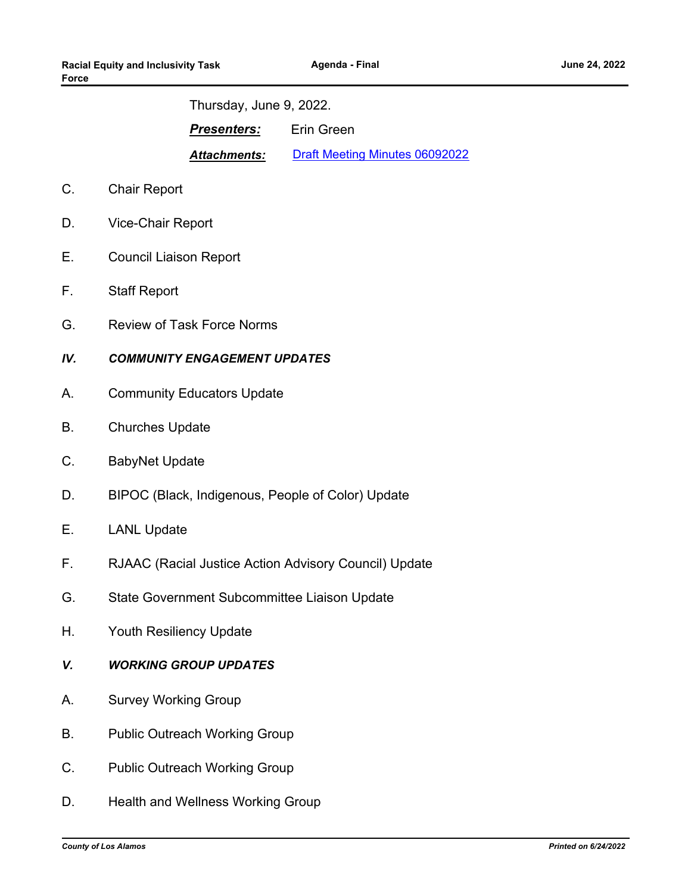Thursday, June 9, 2022.

***Presenters:*** Erin Green

***Attachments:*** Draft Meeting Minutes 06092022

C. Chair Report

D. Vice-Chair Report

E. Council Liaison Report

F. Staff Report

G. Review of Task Force Norms

## *IV. COMMUNITY ENGAGEMENT UPDATES*

A. Community Educators Update

B. Churches Update

C. BabyNet Update

D. BIPOC (Black, Indigenous, People of Color) Update

E. LANL Update

F. RJAAC (Racial Justice Action Advisory Council) Update

G. State Government Subcommittee Liaison Update

H. Youth Resiliency Update

## *V. WORKING GROUP UPDATES*

A. Survey Working Group

B. Public Outreach Working Group

C. Public Outreach Working Group

D. Health and Wellness Working Group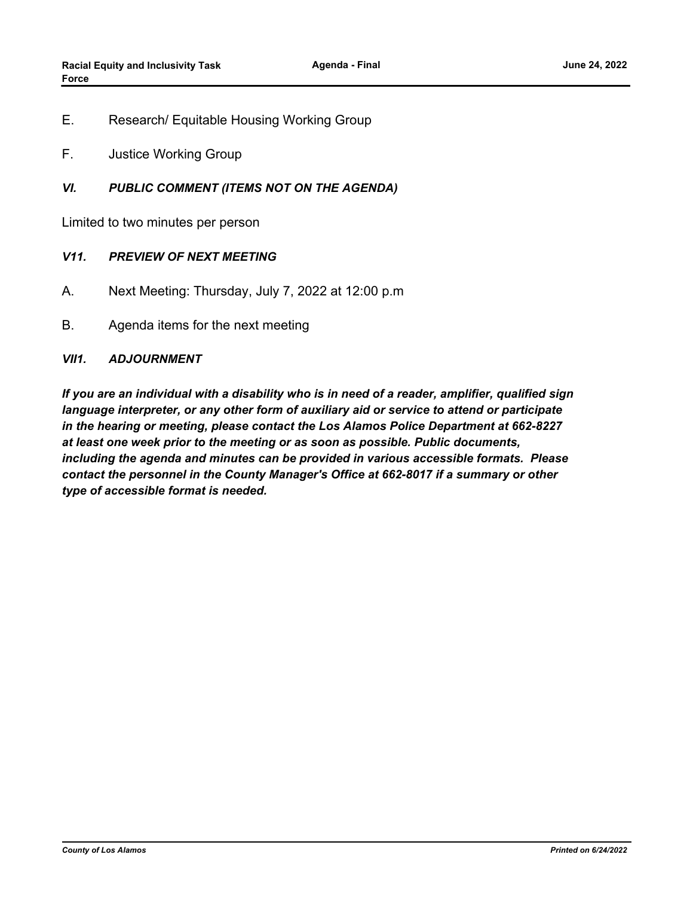E. Research/ Equitable Housing Working Group

F. Justice Working Group

## *VI. PUBLIC COMMENT (ITEMS NOT ON THE AGENDA)*

Limited to two minutes per person

## *V11. PREVIEW OF NEXT MEETING*

A. Next Meeting: Thursday, July 7, 2022 at 12:00 p.m

B. Agenda items for the next meeting

## *VII1. ADJOURNMENT*

***If you are an individual with a disability who is in need of a reader, amplifier, qualified sign language interpreter, or any other form of auxiliary aid or service to attend or participate in the hearing or meeting, please contact the Los Alamos Police Department at 662-8227 at least one week prior to the meeting or as soon as possible. Public documents, including the agenda and minutes can be provided in various accessible formats. Please contact the personnel in the County Manager's Office at 662-8017 if a summary or other type of accessible format is needed.***